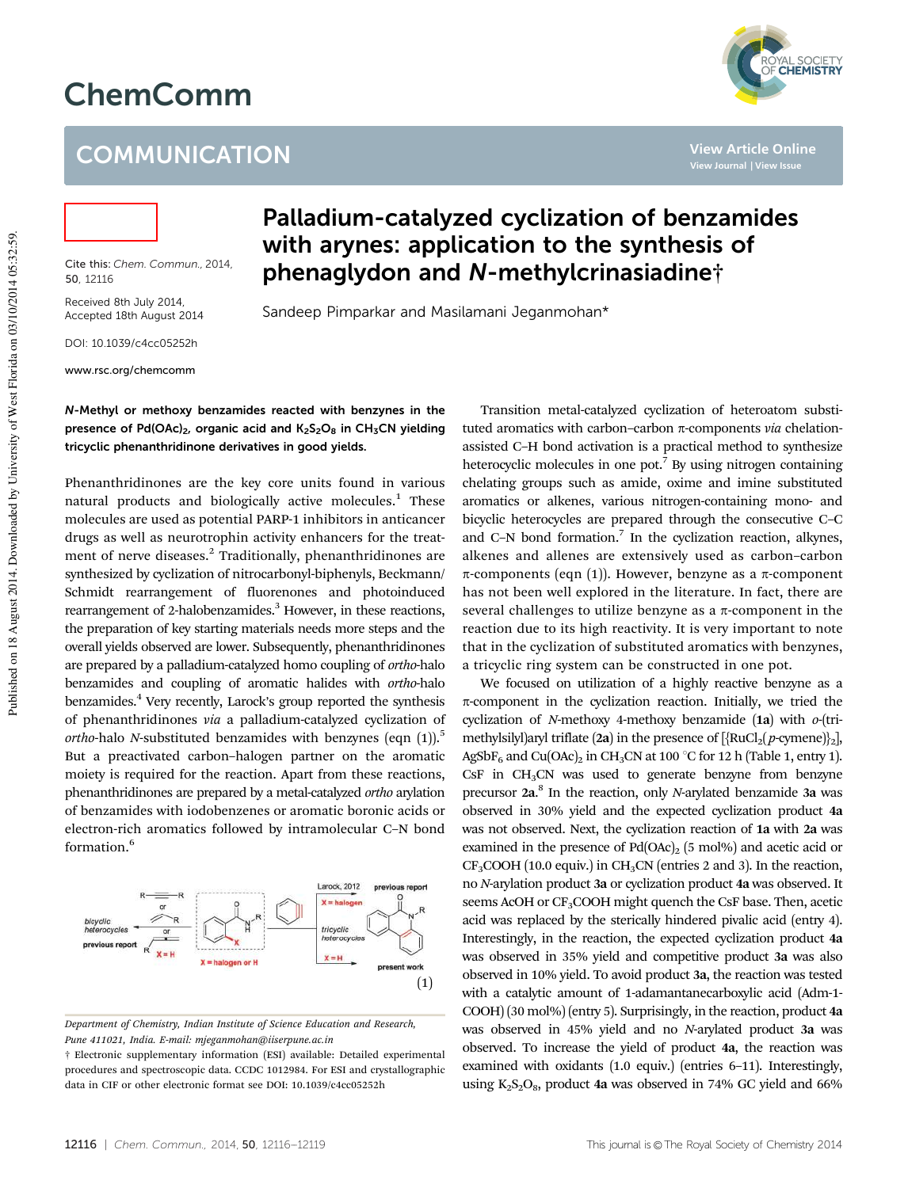# Palladium-catalyzed cyclization of benzamides with arynes: application to the synthesis of phenaglydon and *N*-methylcrinasiadine†

Sandeep Pimparkar and Masilamani Jeganmohan*

Cite this: *Chem. Commun.*, 2014, 50, 12116

Received 8th July 2014, Accepted 18th August 2014

DOI: 10.1039/c4cc05252h

www.rsc.org/chemcomm

**_N_-Methyl or methoxy benzamides reacted with benzynes in the presence of $Pd(OAc)_2$, organic acid and $K_2S_2O_8$ in $CH_3CN$ yielding tricyclic phenanthridinone derivatives in good yields.**

Phenanthridinones are the key core units found in various natural products and biologically active molecules.[1] These molecules are used as potential PARP-1 inhibitors in anticancer drugs as well as neurotrophin activity enhancers for the treatment of nerve diseases.[2] Traditionally, phenanthridinones are synthesized by cyclization of nitrocarbonyl-biphenyls, Beckmann/Schmidt rearrangement of fluorenones and photoinduced rearrangement of 2-halobenzamides.[3] However, in these reactions, the preparation of key starting materials needs more steps and the overall yields observed are lower. Subsequently, phenanthridinones are prepared by a palladium-catalyzed homo coupling of *ortho*-halo benzamides and coupling of aromatic halides with *ortho*-halo benzamides.[4] Very recently, Larock's group reported the synthesis of phenanthridinones *via* a palladium-catalyzed cyclization of *ortho*-halo *N*-substituted benzamides with benzynes (eqn (1)).[5] But a preactivated carbon–halogen partner on the aromatic moiety is required for the reaction. Apart from these reactions, phenanthridinones are prepared by a metal-catalyzed *ortho* arylation of benzamides with iodobenzenes or aromatic boronic acids or electron-rich aromatics followed by intramolecular C–N bond formation.[6]

(1)

Transition metal-catalyzed cyclization of heteroatom substituted aromatics with carbon–carbon π-components *via* chelation-assisted C–H bond activation is a practical method to synthesize heterocyclic molecules in one pot.[7] By using nitrogen containing chelating groups such as amide, oxime and imine substituted aromatics or alkenes, various nitrogen-containing mono- and bicyclic heterocycles are prepared through the consecutive C–C and C–N bond formation.[7] In the cyclization reaction, alkynes, alkenes and allenes are extensively used as carbon–carbon π-components (eqn (1)). However, benzyne as a π-component has not been well explored in the literature. In fact, there are several challenges to utilize benzyne as a π-component in the reaction due to its high reactivity. It is very important to note that in the cyclization of substituted aromatics with benzynes, a tricyclic ring system can be constructed in one pot.

We focused on utilization of a highly reactive benzyne as a π-component in the cyclization reaction. Initially, we tried the cyclization of *N*-methoxy 4-methoxy benzamide (**1a**) with *o*-(trimethylsilyl)aryl triflate (**2a**) in the presence of $[\{RuCl_2(p\text{-cymene})\}_2]$, $AgSbF_6$ and $Cu(OAc)_2$ in $CH_3CN$ at 100 °C for 12 h (Table 1, entry 1). CsF in $CH_3CN$ was used to generate benzyne from benzyne precursor **2a**.[8] In the reaction, only *N*-arylated benzamide **3a** was observed in 30% yield and the expected cyclization product **4a** was not observed. Next, the cyclization reaction of **1a** with **2a** was examined in the presence of $Pd(OAc)_2$ (5 mol%) and acetic acid or $CF_3COOH$ (10.0 equiv.) in $CH_3CN$ (entries 2 and 3). In the reaction, no *N*-arylation product **3a** or cyclization product **4a** was observed. It seems AcOH or $CF_3COOH$ might quench the CsF base. Then, acetic acid was replaced by the sterically hindered pivalic acid (entry 4). Interestingly, in the reaction, the expected cyclization product **4a** was observed in 35% yield and competitive product **3a** was also observed in 10% yield. To avoid product **3a**, the reaction was tested with a catalytic amount of 1-adamantanecarboxylic acid (Adm-1-COOH) (30 mol%) (entry 5). Surprisingly, in the reaction, product **4a** was observed in 45% yield and no *N*-arylated product **3a** was observed. To increase the yield of product **4a**, the reaction was examined with oxidants (1.0 equiv.) (entries 6–11). Interestingly, using $K_2S_2O_8$, product **4a** was observed in 74% GC yield and 66%

---

*Department of Chemistry, Indian Institute of Science Education and Research, Pune 411021, India. E-mail: mjeganmohan@iiserpune.ac.in*

† Electronic supplementary information (ESI) available: Detailed experimental procedures and spectroscopic data. CCDC 1012984. For ESI and crystallographic data in CIF or other electronic format see DOI: 10.1039/c4cc05252h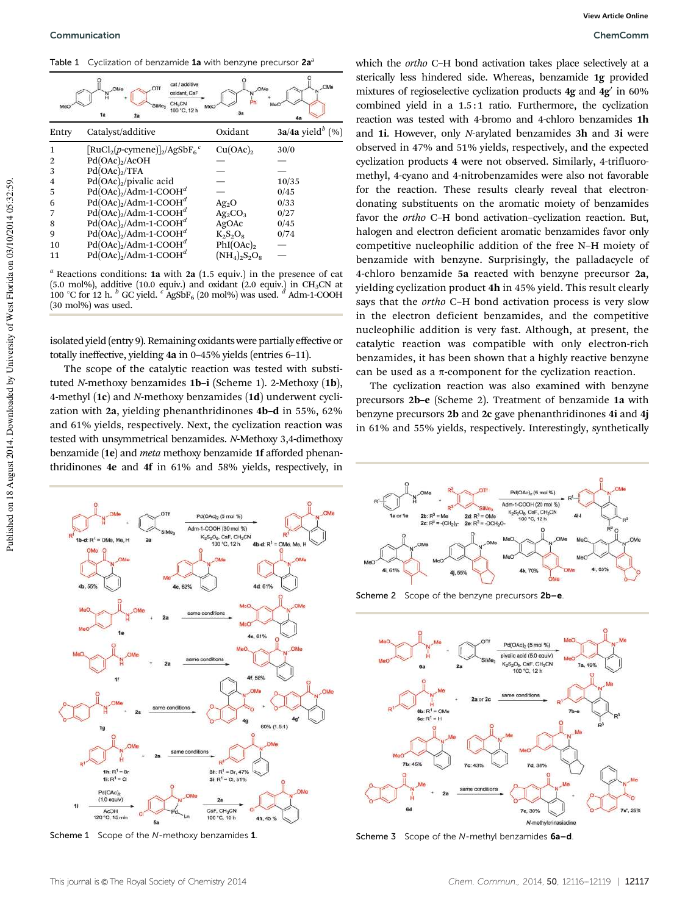Table 1 Cyclization of benzamide **1a** with benzyne precursor **2a**[a]

| Entry | Catalyst/additive | Oxidant | **3a**/**4a** yield[b] (%) |
|---|---|---|---|
| 1 | $[RuCl_2(p\text{-cymene})]_2/AgSbF_6$[c] | $Cu(OAc)_2$ | 30/0 |
| 2 | $Pd(OAc)_2$/AcOH | — | — |
| 3 | $Pd(OAc)_2$/TFA | — | — |
| 4 | $Pd(OAc)_2$/pivalic acid | — | 10/35 |
| 5 | $Pd(OAc)_2$/Adm-1-COOH[d] | — | 0/45 |
| 6 | $Pd(OAc)_2$/Adm-1-COOH[d] | $Ag_2O$ | 0/33 |
| 7 | $Pd(OAc)_2$/Adm-1-COOH[d] | $Ag_2CO_3$ | 0/27 |
| 8 | $Pd(OAc)_2$/Adm-1-COOH[d] | AgOAc | 0/45 |
| 9 | $Pd(OAc)_2$/Adm-1-COOH[d] | $K_2S_2O_8$ | 0/74 |
| 10 | $Pd(OAc)_2$/Adm-1-COOH[d] | $PhI(OAc)_2$ | — |
| 11 | $Pd(OAc)_2$/Adm-1-COOH[d] | $(NH_4)_2S_2O_8$ | — |

[a] Reactions conditions: **1a** with **2a** (1.5 equiv.) in the presence of cat (5.0 mol%), additive (10.0 equiv.) and oxidant (2.0 equiv.) in $CH_3CN$ at 100 °C for 12 h. [b] GC yield. [c] $AgSbF_6$ (20 mol%) was used. [d] Adm-1-COOH (30 mol%) was used.

isolated yield (entry 9). Remaining oxidants were partially effective or totally ineffective, yielding **4a** in 0–45% yields (entries 6–11).

The scope of the catalytic reaction was tested with substituted *N*-methoxy benzamides **1b–i** (Scheme 1). 2-Methoxy (**1b**), 4-methyl (**1c**) and *N*-methoxy benzamides (**1d**) underwent cyclization with **2a**, yielding phenanthridinones **4b–d** in 55%, 62% and 61% yields, respectively. Next, the cyclization reaction was tested with unsymmetrical benzamides. *N*-Methoxy 3,4-dimethoxy benzamide (**1e**) and *meta* methoxy benzamide **1f** afforded phenanthridinones **4e** and **4f** in 61% and 58% yields, respectively, in which the *ortho* C–H bond activation takes place selectively at a sterically less hindered side. Whereas, benzamide **1g** provided mixtures of regioselective cyclization products **4g** and **4g′** in 60% combined yield in a 1.5 : 1 ratio. Furthermore, the cyclization reaction was tested with 4-bromo and 4-chloro benzamides **1h** and **1i**. However, only *N*-arylated benzamides **3h** and **3i** were observed in 47% and 51% yields, respectively, and the expected cyclization products **4** were not observed. Similarly, 4-trifluoromethyl, 4-cyano and 4-nitrobenzamides were also not favorable for the reaction. These results clearly reveal that electron-donating substituents on the aromatic moiety of benzamides favor the *ortho* C–H bond activation–cyclization reaction. But, halogen and electron deficient aromatic benzamides favor only competitive nucleophilic addition of the free N–H moiety of benzamide with benzyne. Surprisingly, the palladacycle of 4-chloro benzamide **5a** reacted with benzyne precursor **2a**, yielding cyclization product **4h** in 45% yield. This result clearly says that the *ortho* C–H bond activation process is very slow in the electron deficient benzamides, and the competitive nucleophilic addition is very fast. Although, at present, the catalytic reaction was compatible with only electron-rich benzamides, it has been shown that a highly reactive benzyne can be used as a π-component for the cyclization reaction.

Scheme 1 Scope of the *N*-methoxy benzamides **1**.

The cyclization reaction was also examined with benzyne precursors **2b–e** (Scheme 2). Treatment of benzamide **1a** with benzyne precursors **2b** and **2c** gave phenanthridinones **4i** and **4j** in 61% and 55% yields, respectively. Interestingly, synthetically

Scheme 2 Scope of the benzyne precursors **2b–e**.

Scheme 3 Scope of the *N*-methyl benzamides **6a–d**.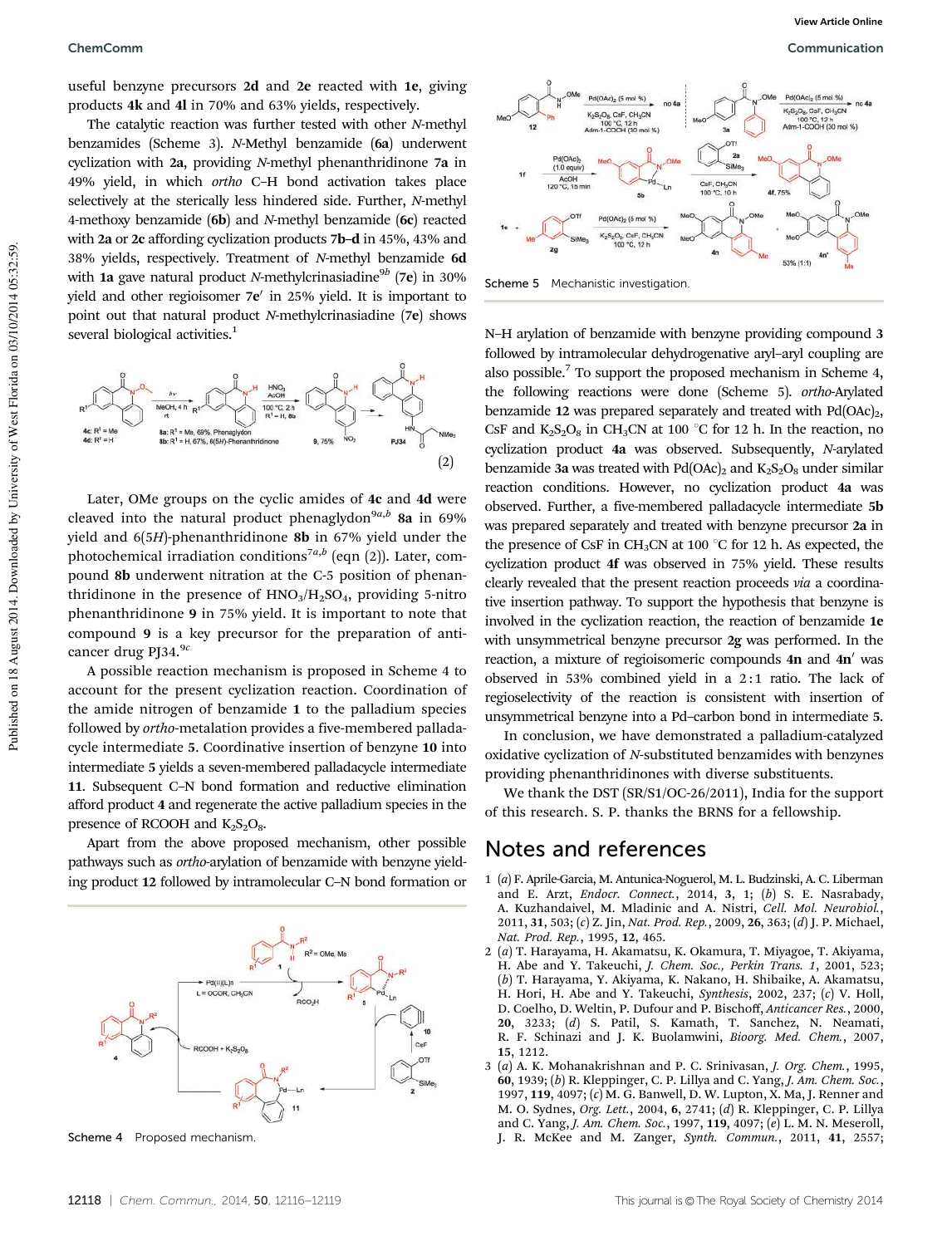useful benzyne precursors **2d** and **2e** reacted with **1e**, giving products **4k** and **4l** in 70% and 63% yields, respectively.

The catalytic reaction was further tested with other *N*-methyl benzamides (Scheme 3). *N*-Methyl benzamide (**6a**) underwent cyclization with **2a**, providing *N*-methyl phenanthridinone **7a** in 49% yield, in which *ortho* C–H bond activation takes place selectively at the sterically less hindered side. Further, *N*-methyl 4-methoxy benzamide (**6b**) and *N*-methyl benzamide (**6c**) reacted with **2a** or **2c** affording cyclization products **7b–d** in 45%, 43% and 38% yields, respectively. Treatment of *N*-methyl benzamide **6d** with **1a** gave natural product *N*-methylcrinasiadine[9b] (**7e**) in 30% yield and other regioisomer **7e′** in 25% yield. It is important to point out that natural product *N*-methylcrinasiadine (**7e**) shows several biological activities.[1]

(2)

Later, OMe groups on the cyclic amides of **4c** and **4d** were cleaved into the natural product phenaglydon[9a,b] **8a** in 69% yield and 6(5*H*)-phenanthridinone **8b** in 67% yield under the photochemical irradiation conditions[7a,b] (eqn (2)). Later, compound **8b** underwent nitration at the C-5 position of phenanthridinone in the presence of $HNO_3/H_2SO_4$, providing 5-nitro phenanthridinone **9** in 75% yield. It is important to note that compound **9** is a key precursor for the preparation of anti-cancer drug PJ34.[9c]

A possible reaction mechanism is proposed in Scheme 4 to account for the present cyclization reaction. Coordination of the amide nitrogen of benzamide **1** to the palladium species followed by *ortho*-metalation provides a five-membered palladacycle intermediate **5**. Coordinative insertion of benzyne **10** into intermediate **5** yields a seven-membered palladacycle intermediate **11**. Subsequent C–N bond formation and reductive elimination afford product **4** and regenerate the active palladium species in the presence of RCOOH and $K_2S_2O_8$.

Apart from the above proposed mechanism, other possible pathways such as *ortho*-arylation of benzamide with benzyne yielding product **12** followed by intramolecular C–N bond formation or N–H arylation of benzamide with benzyne providing compound **3** followed by intramolecular dehydrogenative aryl–aryl coupling are also possible.[7] To support the proposed mechanism in Scheme 4, the following reactions were done (Scheme 5). *ortho*-Arylated benzamide **12** was prepared separately and treated with $Pd(OAc)_2$, CsF and $K_2S_2O_8$ in $CH_3CN$ at 100 °C for 12 h. In the reaction, no cyclization product **4a** was observed. Subsequently, *N*-arylated benzamide **3a** was treated with $Pd(OAc)_2$ and $K_2S_2O_8$ under similar reaction conditions. However, no cyclization product **4a** was observed. Further, a five-membered palladacycle intermediate **5b** was prepared separately and treated with benzyne precursor **2a** in the presence of CsF in $CH_3CN$ at 100 °C for 12 h. As expected, the cyclization product **4f** was observed in 75% yield. These results clearly revealed that the present reaction proceeds *via* a coordinative insertion pathway. To support the hypothesis that benzyne is involved in the cyclization reaction, the reaction of benzamide **1e** with unsymmetrical benzyne precursor **2g** was performed. In the reaction, a mixture of regioisomeric compounds **4n** and **4n′** was observed in 53% combined yield in a 2 : 1 ratio. The lack of regioselectivity of the reaction is consistent with insertion of unsymmetrical benzyne into a Pd–carbon bond in intermediate **5**.

Scheme 4 Proposed mechanism.

Scheme 5 Mechanistic investigation.

In conclusion, we have demonstrated a palladium-catalyzed oxidative cyclization of *N*-substituted benzamides with benzynes providing phenanthridinones with diverse substituents.

We thank the DST (SR/S1/OC-26/2011), India for the support of this research. S. P. thanks the BRNS for a fellowship.

## Notes and references

1 (*a*) F. Aprile-Garcia, M. Antunica-Noguerol, M. L. Budzinski, A. C. Liberman and E. Arzt, *Endocr. Connect.*, 2014, **3**, 1; (*b*) S. E. Nasrabady, A. Kuzhandaivel, M. Mladinic and A. Nistri, *Cell. Mol. Neurobiol.*, 2011, **31**, 503; (*c*) Z. Jin, *Nat. Prod. Rep.*, 2009, **26**, 363; (*d*) J. P. Michael, *Nat. Prod. Rep.*, 1995, **12**, 465.

2 (*a*) T. Harayama, H. Akamatsu, K. Okamura, T. Miyagoe, T. Akiyama, H. Abe and Y. Takeuchi, *J. Chem. Soc., Perkin Trans. 1*, 2001, 523; (*b*) T. Harayama, Y. Akiyama, K. Nakano, H. Shibaike, A. Akamatsu, H. Hori, H. Abe and Y. Takeuchi, *Synthesis*, 2002, 237; (*c*) V. Holl, D. Coelho, D. Weltin, P. Dufour and P. Bischoff, *Anticancer Res.*, 2000, **20**, 3233; (*d*) S. Patil, S. Kamath, T. Sanchez, N. Neamati, R. F. Schinazi and J. K. Buolamwini, *Bioorg. Med. Chem.*, 2007, **15**, 1212.

3 (*a*) A. K. Mohanakrishnan and P. C. Srinivasan, *J. Org. Chem.*, 1995, **60**, 1939; (*b*) R. Kleppinger, C. P. Lillya and C. Yang, *J. Am. Chem. Soc.*, 1997, **119**, 4097; (*c*) M. G. Banwell, D. W. Lupton, X. Ma, J. Renner and M. O. Sydnes, *Org. Lett.*, 2004, **6**, 2741; (*d*) R. Kleppinger, C. P. Lillya and C. Yang, *J. Am. Chem. Soc.*, 1997, **119**, 4097; (*e*) L. M. N. Meseroll, J. R. McKee and M. Zanger, *Synth. Commun.*, 2011, **41**, 2557;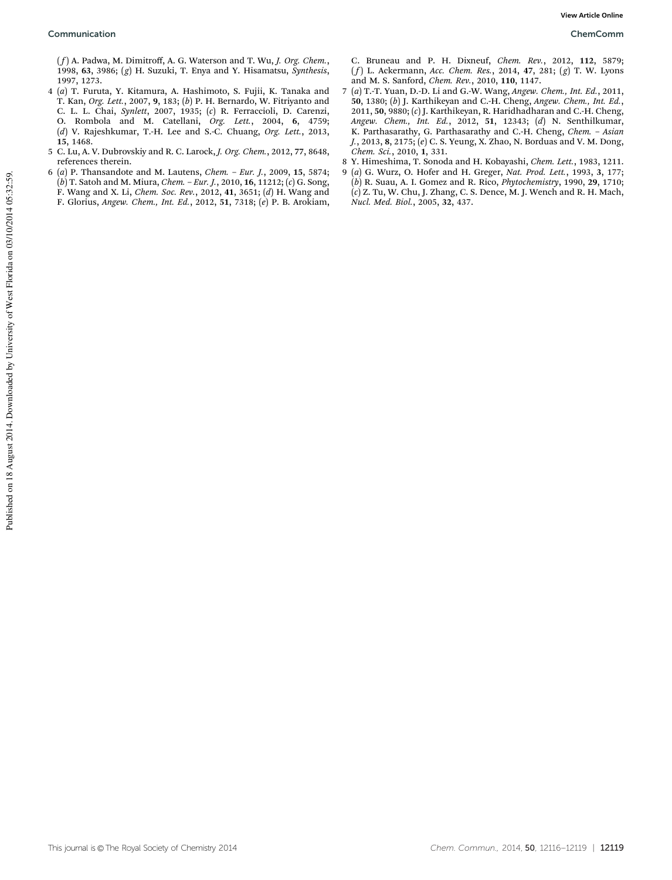(*f*) A. Padwa, M. Dimitroff, A. G. Waterson and T. Wu, *J. Org. Chem.*, 1998, **63**, 3986; (*g*) H. Suzuki, T. Enya and Y. Hisamatsu, *Synthesis*, 1997, 1273.

4 (*a*) T. Furuta, Y. Kitamura, A. Hashimoto, S. Fujii, K. Tanaka and T. Kan, *Org. Lett.*, 2007, **9**, 183; (*b*) P. H. Bernardo, W. Fitriyanto and C. L. L. Chai, *Synlett*, 2007, 1935; (*c*) R. Ferraccioli, D. Carenzi, O. Rombola and M. Catellani, *Org. Lett.*, 2004, **6**, 4759; (*d*) V. Rajeshkumar, T.-H. Lee and S.-C. Chuang, *Org. Lett.*, 2013, **15**, 1468.

5 C. Lu, A. V. Dubrovskiy and R. C. Larock, *J. Org. Chem.*, 2012, **77**, 8648, references therein.

6 (*a*) P. Thansandote and M. Lautens, *Chem. – Eur. J.*, 2009, **15**, 5874; (*b*) T. Satoh and M. Miura, *Chem. – Eur. J.*, 2010, **16**, 11212; (*c*) G. Song, F. Wang and X. Li, *Chem. Soc. Rev.*, 2012, **41**, 3651; (*d*) H. Wang and F. Glorius, *Angew. Chem., Int. Ed.*, 2012, **51**, 7318; (*e*) P. B. Arokiam, C. Bruneau and P. H. Dixneuf, *Chem. Rev.*, 2012, **112**, 5879; (*f*) L. Ackermann, *Acc. Chem. Res.*, 2014, **47**, 281; (*g*) T. W. Lyons and M. S. Sanford, *Chem. Rev.*, 2010, **110**, 1147.

7 (*a*) T.-T. Yuan, D.-D. Li and G.-W. Wang, *Angew. Chem., Int. Ed.*, 2011, **50**, 1380; (*b*) J. Karthikeyan and C.-H. Cheng, *Angew. Chem., Int. Ed.*, 2011, **50**, 9880; (*c*) J. Karthikeyan, R. Haridhadharan and C.-H. Cheng, *Angew. Chem., Int. Ed.*, 2012, **51**, 12343; (*d*) N. Senthilkumar, K. Parthasarathy, G. Parthasarathy and C.-H. Cheng, *Chem. – Asian J.*, 2013, **8**, 2175; (*e*) C. S. Yeung, X. Zhao, N. Borduas and V. M. Dong, *Chem. Sci.*, 2010, **1**, 331.

8 Y. Himeshima, T. Sonoda and H. Kobayashi, *Chem. Lett.*, 1983, 1211.

9 (*a*) G. Wurz, O. Hofer and H. Greger, *Nat. Prod. Lett.*, 1993, **3**, 177; (*b*) R. Suau, A. I. Gomez and R. Rico, *Phytochemistry*, 1990, **29**, 1710; (*c*) Z. Tu, W. Chu, J. Zhang, C. S. Dence, M. J. Wench and R. H. Mach, *Nucl. Med. Biol.*, 2005, **32**, 437.